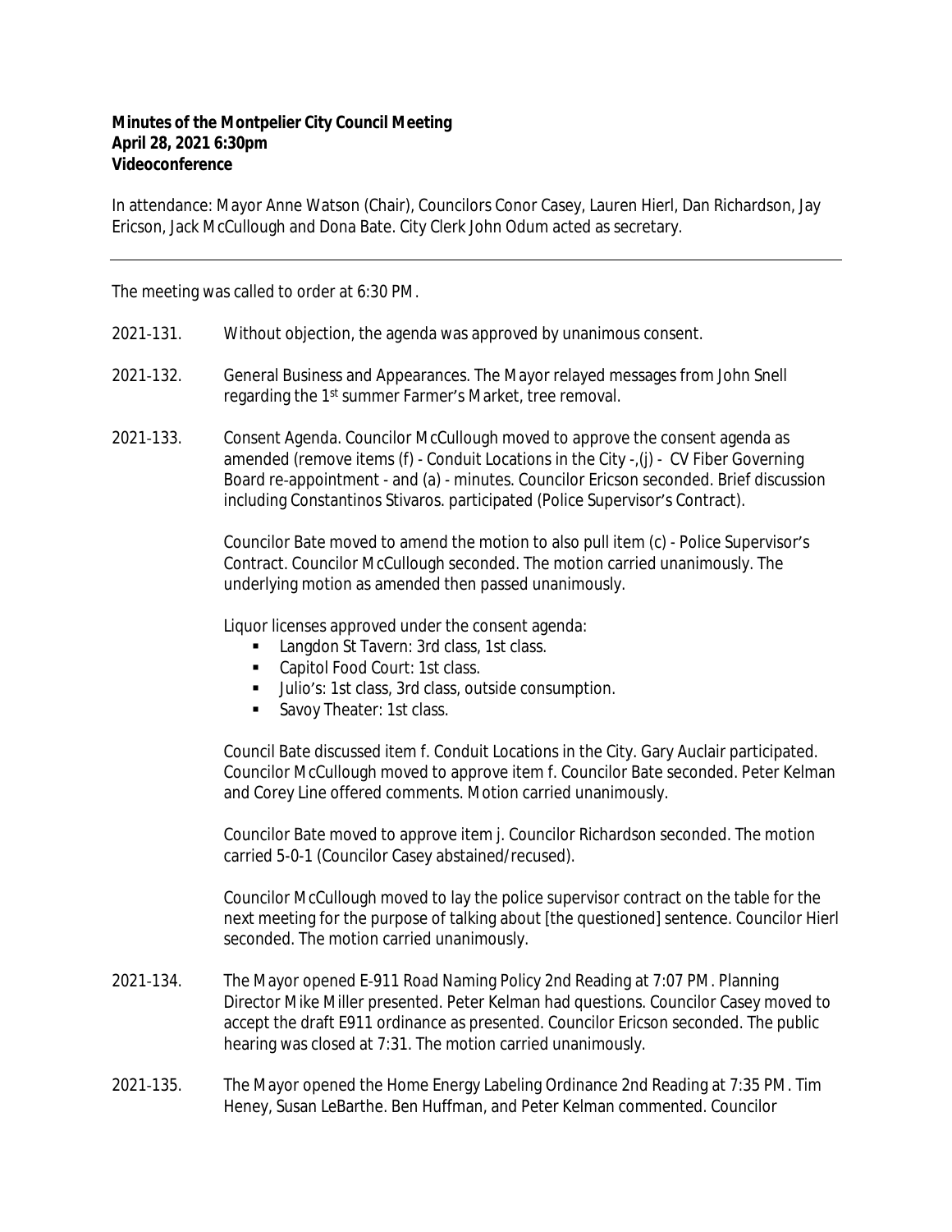**Minutes of the Montpelier City Council Meeting**
**April 28, 2021 6:30pm**
**Videoconference**

In attendance: Mayor Anne Watson (Chair), Councilors Conor Casey, Lauren Hierl, Dan Richardson, Jay Ericson, Jack McCullough and Dona Bate. City Clerk John Odum acted as secretary.

---

The meeting was called to order at 6:30 PM.

2021-131. Without objection, the agenda was approved by unanimous consent.

2021-132. General Business and Appearances. The Mayor relayed messages from John Snell regarding the 1st summer Farmer's Market, tree removal.

2021-133. Consent Agenda. Councilor McCullough moved to approve the consent agenda as amended (remove items (f) - Conduit Locations in the City -,(j) - CV Fiber Governing Board re-appointment - and (a) - minutes. Councilor Ericson seconded. Brief discussion including Constantinos Stivaros. participated (Police Supervisor's Contract).

Councilor Bate moved to amend the motion to also pull item (c) - Police Supervisor's Contract. Councilor McCullough seconded. The motion carried unanimously. The underlying motion as amended then passed unanimously.

Liquor licenses approved under the consent agenda:

- Langdon St Tavern: 3rd class, 1st class.
- Capitol Food Court: 1st class.
- Julio's: 1st class, 3rd class, outside consumption.
- Savoy Theater: 1st class.

Council Bate discussed item f. Conduit Locations in the City. Gary Auclair participated. Councilor McCullough moved to approve item f. Councilor Bate seconded. Peter Kelman and Corey Line offered comments. Motion carried unanimously.

Councilor Bate moved to approve item j. Councilor Richardson seconded. The motion carried 5-0-1 (Councilor Casey abstained/recused).

Councilor McCullough moved to lay the police supervisor contract on the table for the next meeting for the purpose of talking about [the questioned] sentence. Councilor Hierl seconded. The motion carried unanimously.

2021-134. The Mayor opened E-911 Road Naming Policy 2nd Reading at 7:07 PM. Planning Director Mike Miller presented. Peter Kelman had questions. Councilor Casey moved to accept the draft E911 ordinance as presented. Councilor Ericson seconded. The public hearing was closed at 7:31. The motion carried unanimously.

2021-135. The Mayor opened the Home Energy Labeling Ordinance 2nd Reading at 7:35 PM. Tim Heney, Susan LeBarthe. Ben Huffman, and Peter Kelman commented. Councilor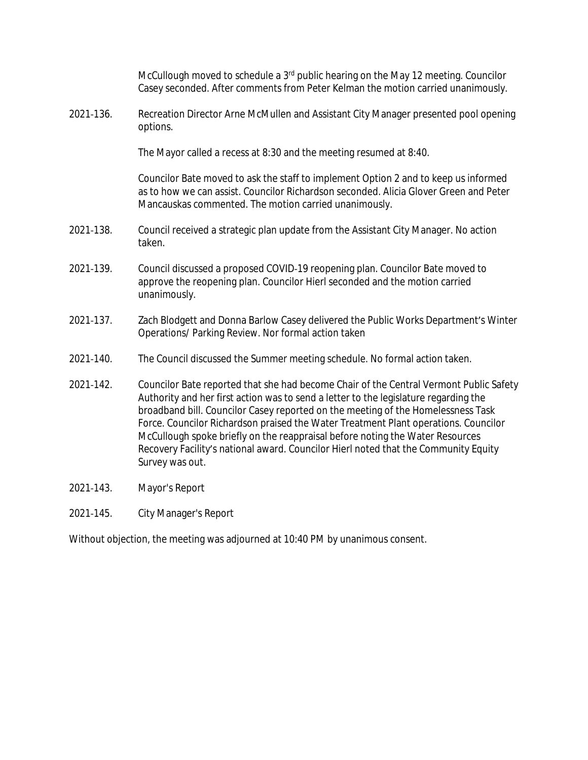McCullough moved to schedule a 3rd public hearing on the May 12 meeting. Councilor Casey seconded. After comments from Peter Kelman the motion carried unanimously.

2021-136. Recreation Director Arne McMullen and Assistant City Manager presented pool opening options.

The Mayor called a recess at 8:30 and the meeting resumed at 8:40.

Councilor Bate moved to ask the staff to implement Option 2 and to keep us informed as to how we can assist. Councilor Richardson seconded. Alicia Glover Green and Peter Mancauskas commented. The motion carried unanimously.

2021-138. Council received a strategic plan update from the Assistant City Manager. No action taken.

2021-139. Council discussed a proposed COVID-19 reopening plan. Councilor Bate moved to approve the reopening plan. Councilor Hierl seconded and the motion carried unanimously.

2021-137. Zach Blodgett and Donna Barlow Casey delivered the Public Works Department's Winter Operations/ Parking Review. Nor formal action taken

2021-140. The Council discussed the Summer meeting schedule. No formal action taken.

2021-142. Councilor Bate reported that she had become Chair of the Central Vermont Public Safety Authority and her first action was to send a letter to the legislature regarding the broadband bill. Councilor Casey reported on the meeting of the Homelessness Task Force. Councilor Richardson praised the Water Treatment Plant operations. Councilor McCullough spoke briefly on the reappraisal before noting the Water Resources Recovery Facility's national award. Councilor Hierl noted that the Community Equity Survey was out.

2021-143. Mayor's Report

2021-145. City Manager's Report

Without objection, the meeting was adjourned at 10:40 PM by unanimous consent.